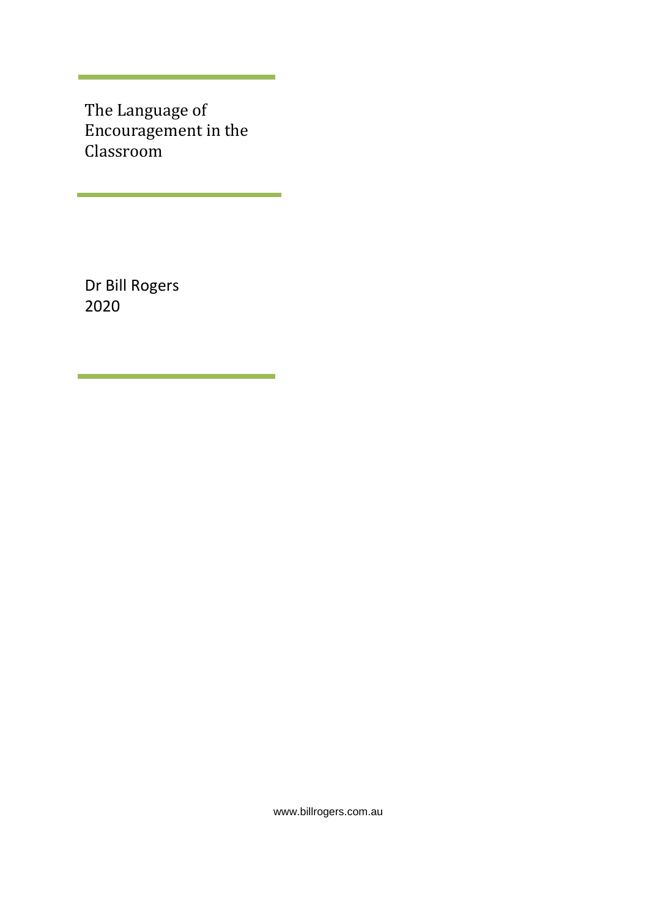# The Language of Encouragement in the Classroom

Dr Bill Rogers
2020

www.billrogers.com.au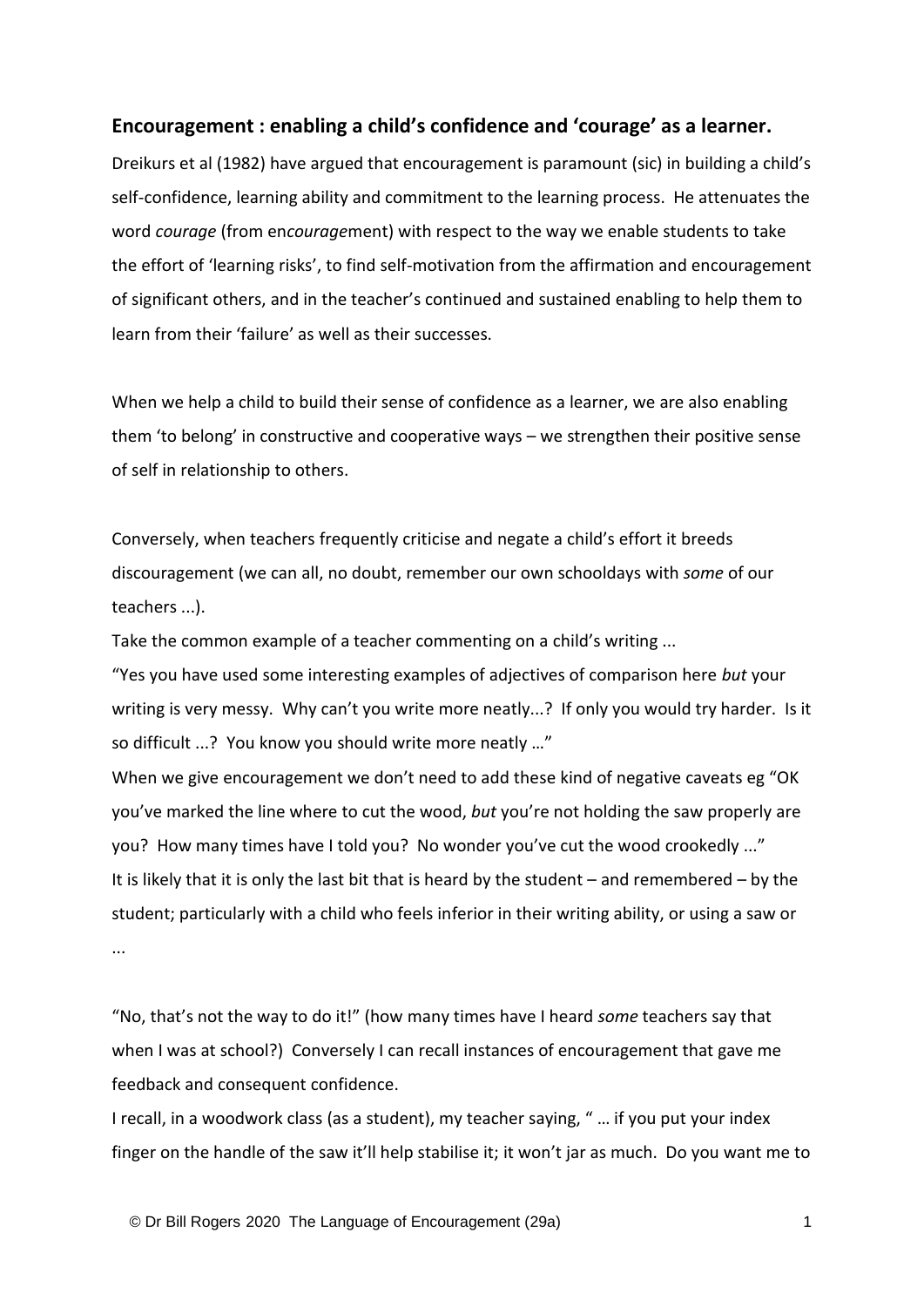## Encouragement : enabling a child's confidence and 'courage' as a learner.

Dreikurs et al (1982) have argued that encouragement is paramount (sic) in building a child's self-confidence, learning ability and commitment to the learning process. He attenuates the word *courage* (from en*courage*ment) with respect to the way we enable students to take the effort of 'learning risks', to find self-motivation from the affirmation and encouragement of significant others, and in the teacher's continued and sustained enabling to help them to learn from their 'failure' as well as their successes.

When we help a child to build their sense of confidence as a learner, we are also enabling them 'to belong' in constructive and cooperative ways – we strengthen their positive sense of self in relationship to others.

Conversely, when teachers frequently criticise and negate a child's effort it breeds discouragement (we can all, no doubt, remember our own schooldays with *some* of our teachers ...).

Take the common example of a teacher commenting on a child's writing ...

"Yes you have used some interesting examples of adjectives of comparison here *but* your writing is very messy. Why can't you write more neatly...? If only you would try harder. Is it so difficult ...? You know you should write more neatly …"

When we give encouragement we don't need to add these kind of negative caveats eg "OK you've marked the line where to cut the wood, *but* you're not holding the saw properly are you? How many times have I told you? No wonder you've cut the wood crookedly ..."

It is likely that it is only the last bit that is heard by the student – and remembered – by the student; particularly with a child who feels inferior in their writing ability, or using a saw or ...

"No, that's not the way to do it!" (how many times have I heard *some* teachers say that when I was at school?) Conversely I can recall instances of encouragement that gave me feedback and consequent confidence.

I recall, in a woodwork class (as a student), my teacher saying, " … if you put your index finger on the handle of the saw it'll help stabilise it; it won't jar as much. Do you want me to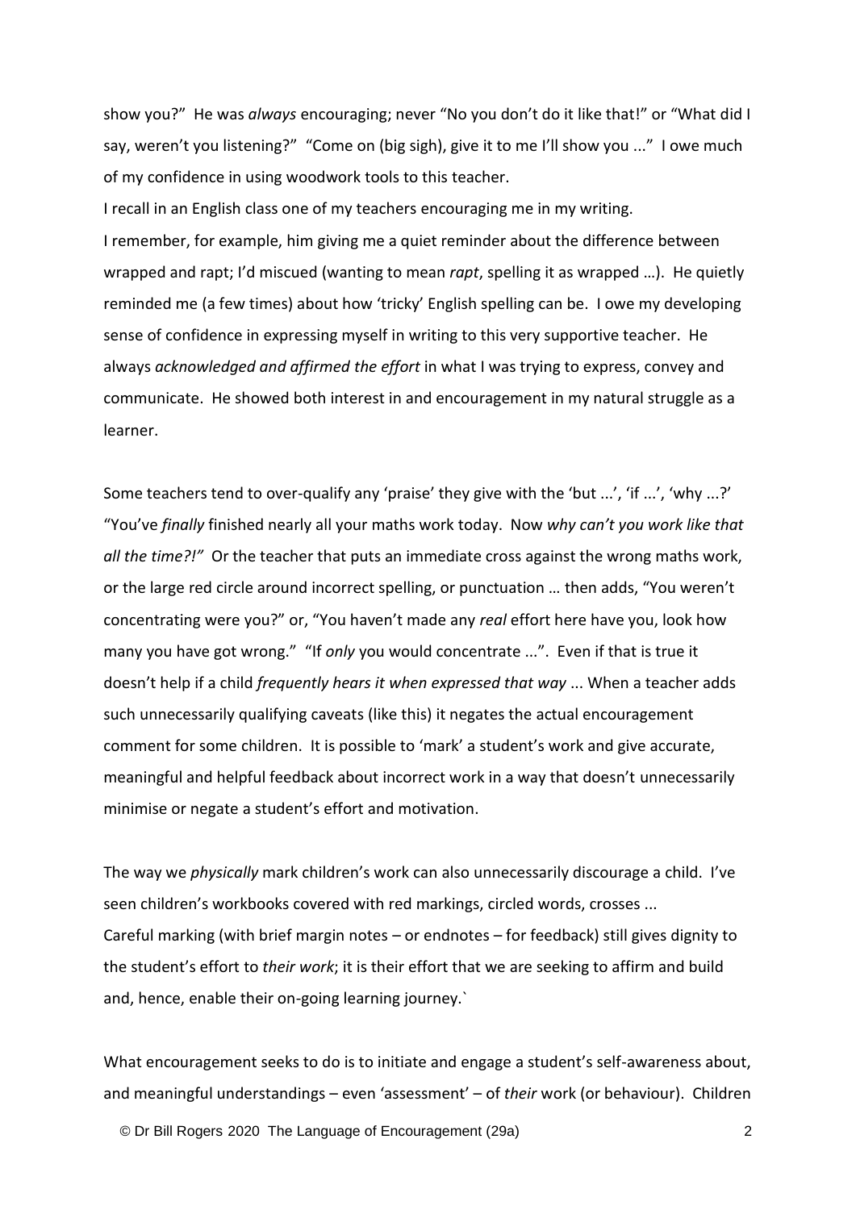show you?" He was *always* encouraging; never "No you don't do it like that!" or "What did I say, weren't you listening?" "Come on (big sigh), give it to me I'll show you ..." I owe much of my confidence in using woodwork tools to this teacher.

I recall in an English class one of my teachers encouraging me in my writing.

I remember, for example, him giving me a quiet reminder about the difference between wrapped and rapt; I'd miscued (wanting to mean *rapt*, spelling it as wrapped …). He quietly reminded me (a few times) about how 'tricky' English spelling can be. I owe my developing sense of confidence in expressing myself in writing to this very supportive teacher. He always *acknowledged and affirmed the effort* in what I was trying to express, convey and communicate. He showed both interest in and encouragement in my natural struggle as a learner.

Some teachers tend to over-qualify any 'praise' they give with the 'but ...', 'if ...', 'why ...?' "You've *finally* finished nearly all your maths work today. Now *why can't you work like that all the time?!"* Or the teacher that puts an immediate cross against the wrong maths work, or the large red circle around incorrect spelling, or punctuation … then adds, "You weren't concentrating were you?" or, "You haven't made any *real* effort here have you, look how many you have got wrong." "If *only* you would concentrate ...". Even if that is true it doesn't help if a child *frequently hears it when expressed that way* ... When a teacher adds such unnecessarily qualifying caveats (like this) it negates the actual encouragement comment for some children. It is possible to 'mark' a student's work and give accurate, meaningful and helpful feedback about incorrect work in a way that doesn't unnecessarily minimise or negate a student's effort and motivation.

The way we *physically* mark children's work can also unnecessarily discourage a child. I've seen children's workbooks covered with red markings, circled words, crosses ...
Careful marking (with brief margin notes – or endnotes – for feedback) still gives dignity to the student's effort to *their work*; it is their effort that we are seeking to affirm and build and, hence, enable their on-going learning journey.`

What encouragement seeks to do is to initiate and engage a student's self-awareness about, and meaningful understandings – even 'assessment' – of *their* work (or behaviour). Children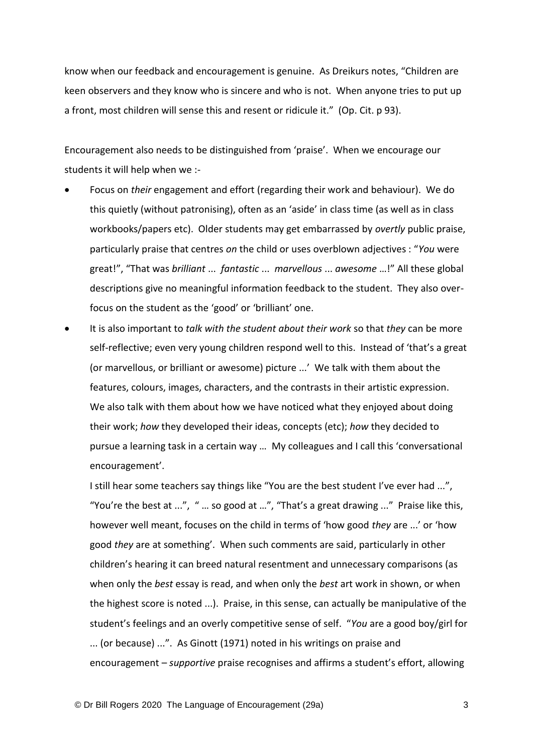know when our feedback and encouragement is genuine. As Dreikurs notes, "Children are keen observers and they know who is sincere and who is not. When anyone tries to put up a front, most children will sense this and resent or ridicule it." (Op. Cit. p 93).

Encouragement also needs to be distinguished from 'praise'. When we encourage our students it will help when we :-

- Focus on *their* engagement and effort (regarding their work and behaviour). We do this quietly (without patronising), often as an 'aside' in class time (as well as in class workbooks/papers etc). Older students may get embarrassed by *overtly* public praise, particularly praise that centres *on* the child or uses overblown adjectives : "*You* were great!", "That was *brilliant* ... *fantastic* ... *marvellous* ... *awesome* …!" All these global descriptions give no meaningful information feedback to the student. They also over-focus on the student as the 'good' or 'brilliant' one.
- It is also important to *talk with the student about their work* so that *they* can be more self-reflective; even very young children respond well to this. Instead of 'that's a great (or marvellous, or brilliant or awesome) picture ...' We talk with them about the features, colours, images, characters, and the contrasts in their artistic expression. We also talk with them about how we have noticed what they enjoyed about doing their work; *how* they developed their ideas, concepts (etc); *how* they decided to pursue a learning task in a certain way … My colleagues and I call this 'conversational encouragement'.

  I still hear some teachers say things like "You are the best student I've ever had ...", "You're the best at ...", " … so good at …", "That's a great drawing ..." Praise like this, however well meant, focuses on the child in terms of 'how good *they* are ...' or 'how good *they* are at something'. When such comments are said, particularly in other children's hearing it can breed natural resentment and unnecessary comparisons (as when only the *best* essay is read, and when only the *best* art work in shown, or when the highest score is noted ...). Praise, in this sense, can actually be manipulative of the student's feelings and an overly competitive sense of self. "*You* are a good boy/girl for ... (or because) ...". As Ginott (1971) noted in his writings on praise and encouragement – *supportive* praise recognises and affirms a student's effort, allowing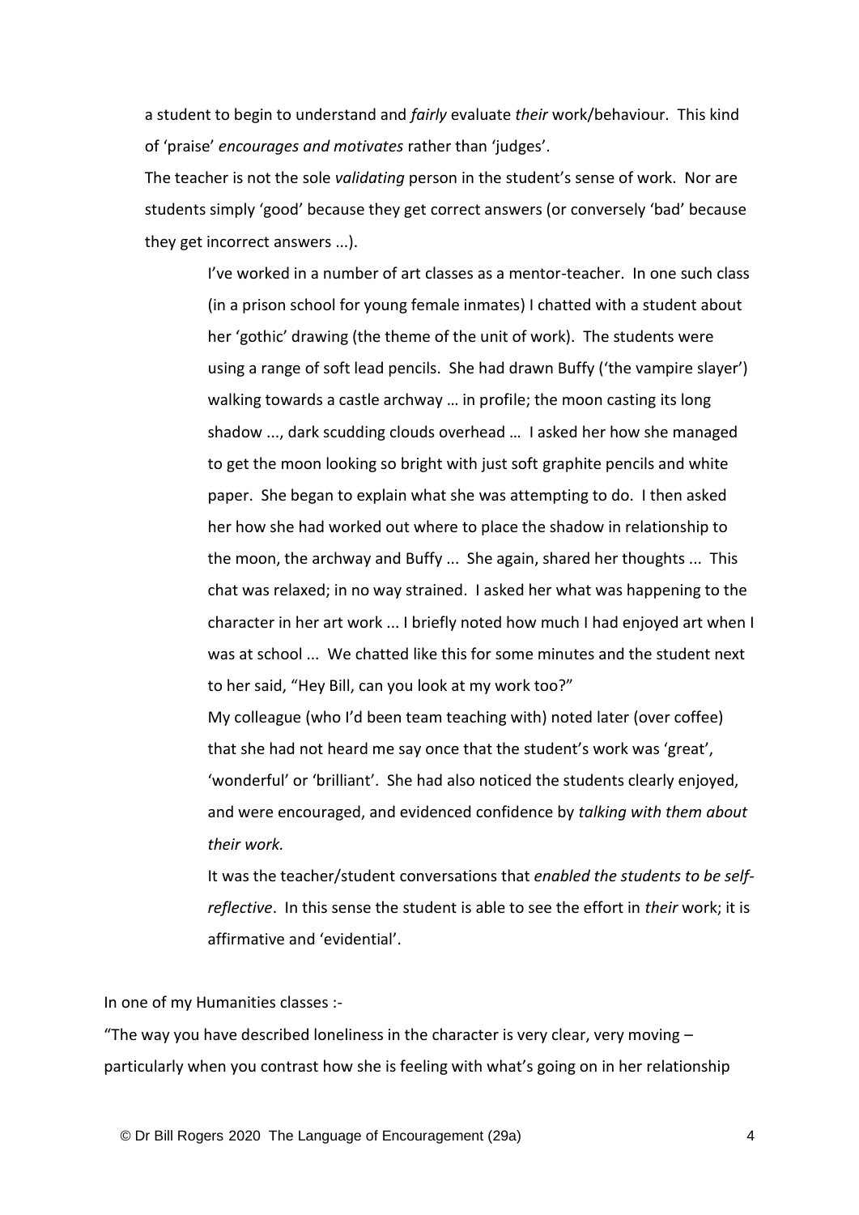a student to begin to understand and *fairly* evaluate *their* work/behaviour. This kind of 'praise' *encourages and motivates* rather than 'judges'.
The teacher is not the sole *validating* person in the student's sense of work. Nor are students simply 'good' because they get correct answers (or conversely 'bad' because they get incorrect answers ...).

> I've worked in a number of art classes as a mentor-teacher. In one such class (in a prison school for young female inmates) I chatted with a student about her 'gothic' drawing (the theme of the unit of work). The students were using a range of soft lead pencils. She had drawn Buffy ('the vampire slayer') walking towards a castle archway … in profile; the moon casting its long shadow ..., dark scudding clouds overhead … I asked her how she managed to get the moon looking so bright with just soft graphite pencils and white paper. She began to explain what she was attempting to do. I then asked her how she had worked out where to place the shadow in relationship to the moon, the archway and Buffy ... She again, shared her thoughts ... This chat was relaxed; in no way strained. I asked her what was happening to the character in her art work ... I briefly noted how much I had enjoyed art when I was at school ... We chatted like this for some minutes and the student next to her said, "Hey Bill, can you look at my work too?"
> My colleague (who I'd been team teaching with) noted later (over coffee) that she had not heard me say once that the student's work was 'great', 'wonderful' or 'brilliant'. She had also noticed the students clearly enjoyed, and were encouraged, and evidenced confidence by *talking with them about their work.*
> It was the teacher/student conversations that *enabled the students to be self-reflective*. In this sense the student is able to see the effort in *their* work; it is affirmative and 'evidential'.

In one of my Humanities classes :-

"The way you have described loneliness in the character is very clear, very moving – particularly when you contrast how she is feeling with what's going on in her relationship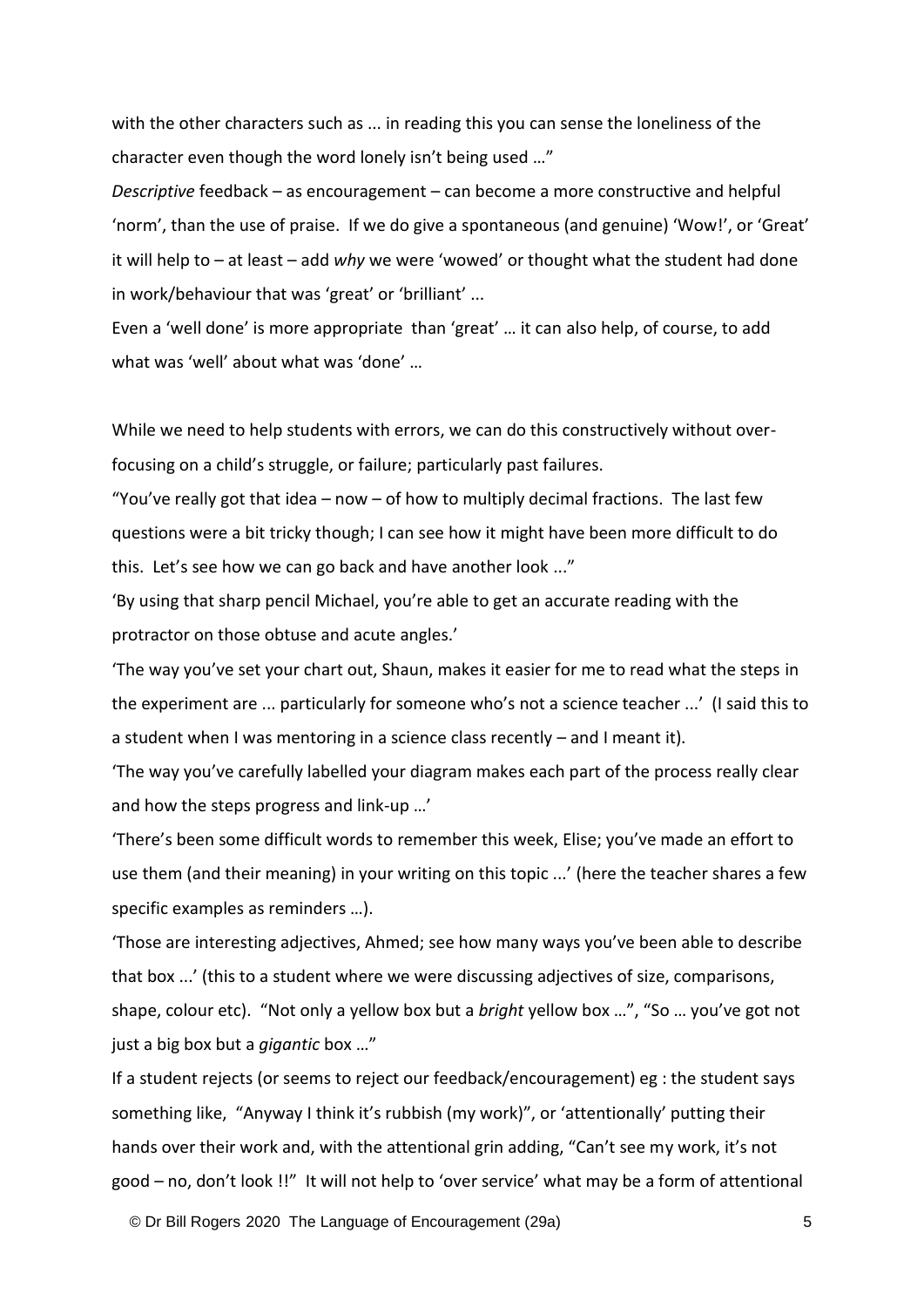with the other characters such as ... in reading this you can sense the loneliness of the character even though the word lonely isn't being used …"

*Descriptive* feedback – as encouragement – can become a more constructive and helpful 'norm', than the use of praise. If we do give a spontaneous (and genuine) 'Wow!', or 'Great' it will help to – at least – add *why* we were 'wowed' or thought what the student had done in work/behaviour that was 'great' or 'brilliant' ...

Even a 'well done' is more appropriate than 'great' … it can also help, of course, to add what was 'well' about what was 'done' …

While we need to help students with errors, we can do this constructively without over-focusing on a child's struggle, or failure; particularly past failures.

"You've really got that idea – now – of how to multiply decimal fractions. The last few questions were a bit tricky though; I can see how it might have been more difficult to do this. Let's see how we can go back and have another look ..."

'By using that sharp pencil Michael, you're able to get an accurate reading with the protractor on those obtuse and acute angles.'

'The way you've set your chart out, Shaun, makes it easier for me to read what the steps in the experiment are ... particularly for someone who's not a science teacher ...' (I said this to a student when I was mentoring in a science class recently – and I meant it).

'The way you've carefully labelled your diagram makes each part of the process really clear and how the steps progress and link-up …'

'There's been some difficult words to remember this week, Elise; you've made an effort to use them (and their meaning) in your writing on this topic ...' (here the teacher shares a few specific examples as reminders …).

'Those are interesting adjectives, Ahmed; see how many ways you've been able to describe that box ...' (this to a student where we were discussing adjectives of size, comparisons, shape, colour etc). "Not only a yellow box but a *bright* yellow box …", "So … you've got not just a big box but a *gigantic* box …"

If a student rejects (or seems to reject our feedback/encouragement) eg : the student says something like, "Anyway I think it's rubbish (my work)", or 'attentionally' putting their hands over their work and, with the attentional grin adding, "Can't see my work, it's not good – no, don't look !!" It will not help to 'over service' what may be a form of attentional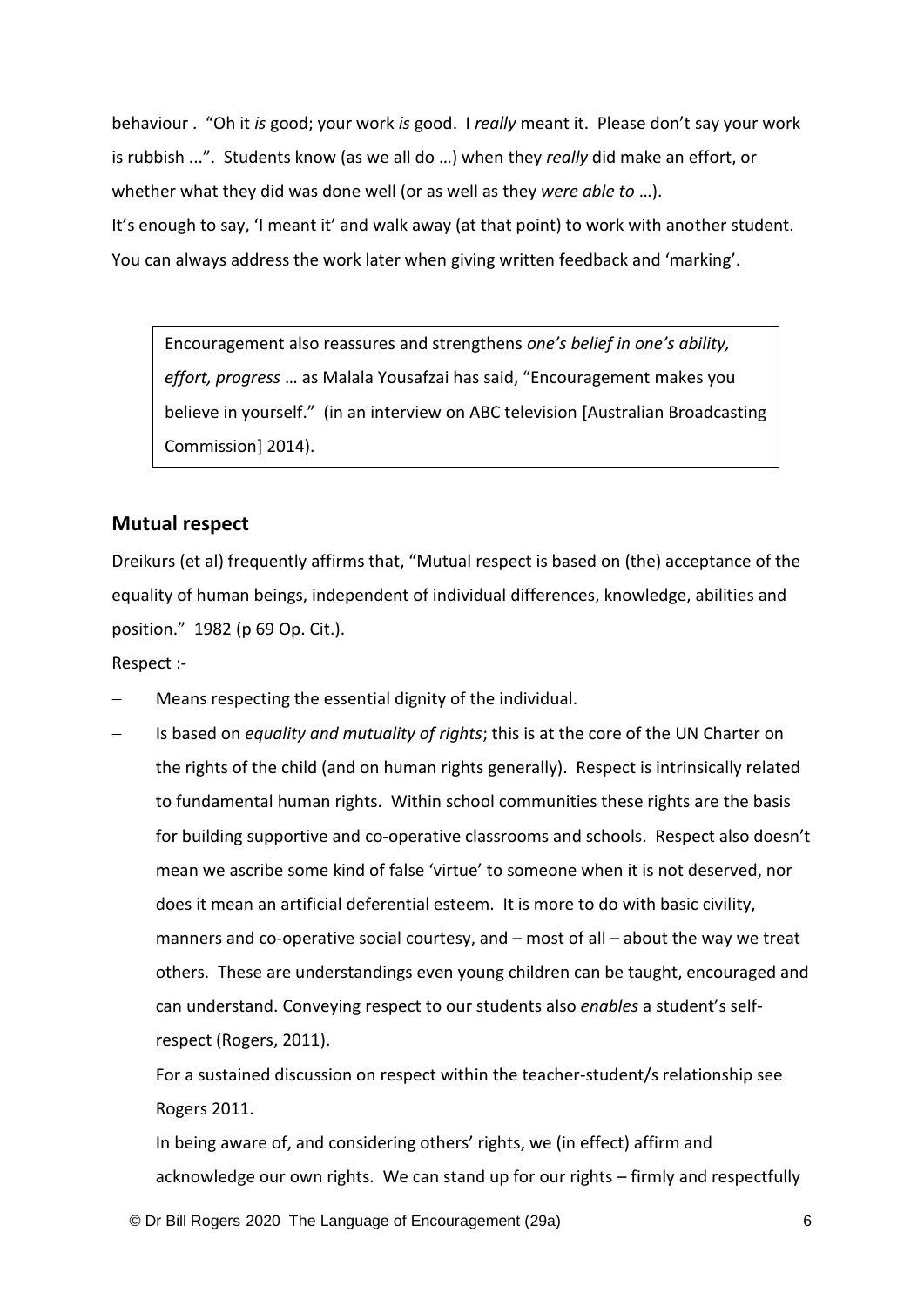behaviour . "Oh it *is* good; your work *is* good. I *really* meant it. Please don't say your work is rubbish ...". Students know (as we all do …) when they *really* did make an effort, or whether what they did was done well (or as well as they *were able to* …).
It's enough to say, 'I meant it' and walk away (at that point) to work with another student. You can always address the work later when giving written feedback and 'marking'.

> Encouragement also reassures and strengthens *one's belief in one's ability, effort, progress* … as Malala Yousafzai has said, "Encouragement makes you believe in yourself." (in an interview on ABC television [Australian Broadcasting Commission] 2014).

## Mutual respect

Dreikurs (et al) frequently affirms that, "Mutual respect is based on (the) acceptance of the equality of human beings, independent of individual differences, knowledge, abilities and position." 1982 (p 69 Op. Cit.).

Respect :-

- Means respecting the essential dignity of the individual.
- Is based on *equality and mutuality of rights*; this is at the core of the UN Charter on the rights of the child (and on human rights generally). Respect is intrinsically related to fundamental human rights. Within school communities these rights are the basis for building supportive and co-operative classrooms and schools. Respect also doesn't mean we ascribe some kind of false 'virtue' to someone when it is not deserved, nor does it mean an artificial deferential esteem. It is more to do with basic civility, manners and co-operative social courtesy, and – most of all – about the way we treat others. These are understandings even young children can be taught, encouraged and can understand. Conveying respect to our students also *enables* a student's self-respect (Rogers, 2011).

  For a sustained discussion on respect within the teacher-student/s relationship see Rogers 2011.

  In being aware of, and considering others' rights, we (in effect) affirm and acknowledge our own rights. We can stand up for our rights – firmly and respectfully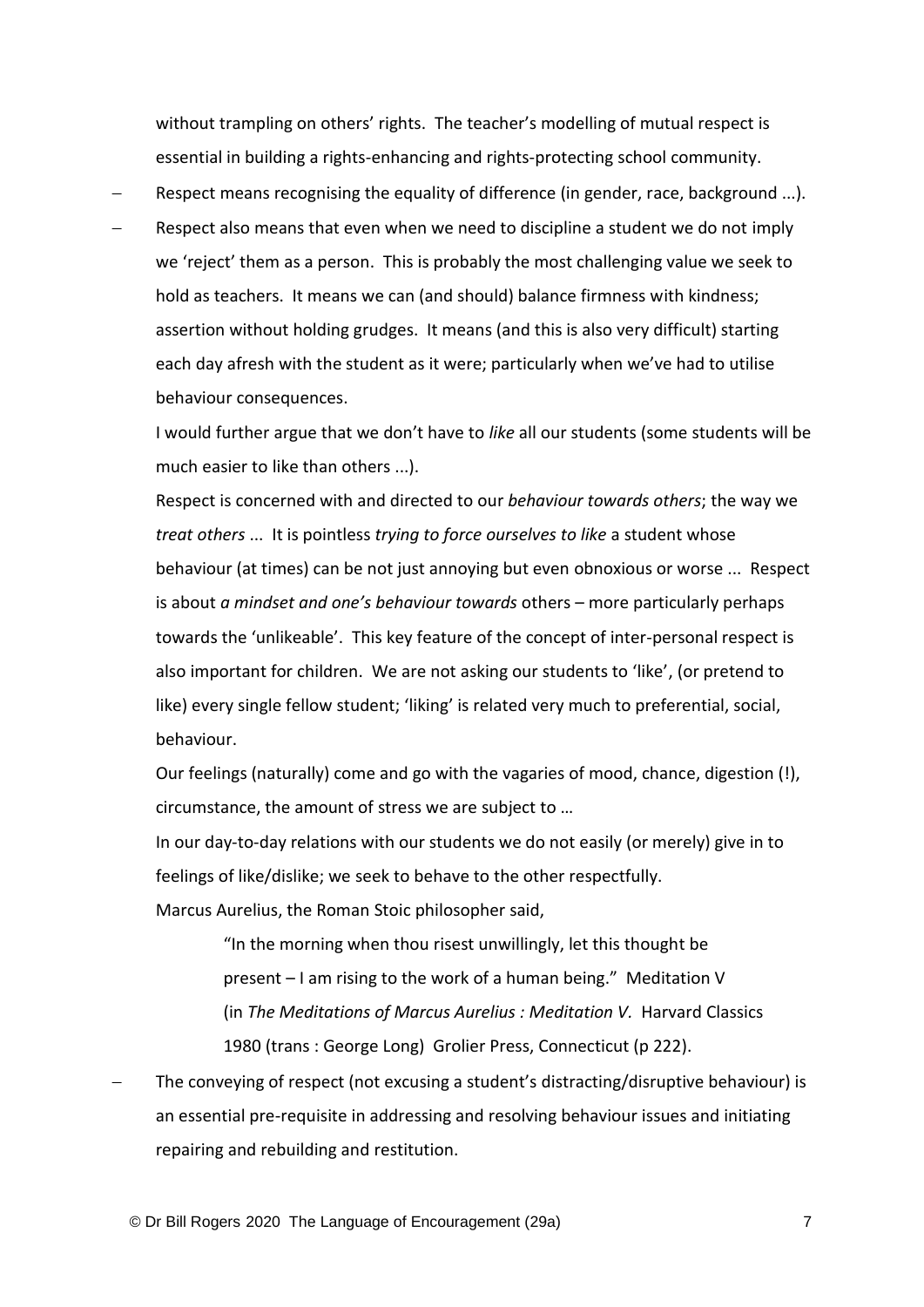without trampling on others' rights. The teacher's modelling of mutual respect is essential in building a rights-enhancing and rights-protecting school community.

- Respect means recognising the equality of difference (in gender, race, background ...).
- Respect also means that even when we need to discipline a student we do not imply we 'reject' them as a person. This is probably the most challenging value we seek to hold as teachers. It means we can (and should) balance firmness with kindness; assertion without holding grudges. It means (and this is also very difficult) starting each day afresh with the student as it were; particularly when we've had to utilise behaviour consequences.

  I would further argue that we don't have to *like* all our students (some students will be much easier to like than others ...).

  Respect is concerned with and directed to our *behaviour towards others*; the way we *treat others* ... It is pointless *trying to force ourselves to like* a student whose behaviour (at times) can be not just annoying but even obnoxious or worse ... Respect is about *a mindset and one's behaviour towards* others – more particularly perhaps towards the 'unlikeable'. This key feature of the concept of inter-personal respect is also important for children. We are not asking our students to 'like', (or pretend to like) every single fellow student; 'liking' is related very much to preferential, social, behaviour.

  Our feelings (naturally) come and go with the vagaries of mood, chance, digestion (!), circumstance, the amount of stress we are subject to …

  In our day-to-day relations with our students we do not easily (or merely) give in to feelings of like/dislike; we seek to behave to the other respectfully.

  Marcus Aurelius, the Roman Stoic philosopher said,

  > "In the morning when thou risest unwillingly, let this thought be present – I am rising to the work of a human being." Meditation V (in *The Meditations of Marcus Aurelius : Meditation V.* Harvard Classics 1980 (trans : George Long) Grolier Press, Connecticut (p 222).

- The conveying of respect (not excusing a student's distracting/disruptive behaviour) is an essential pre-requisite in addressing and resolving behaviour issues and initiating repairing and rebuilding and restitution.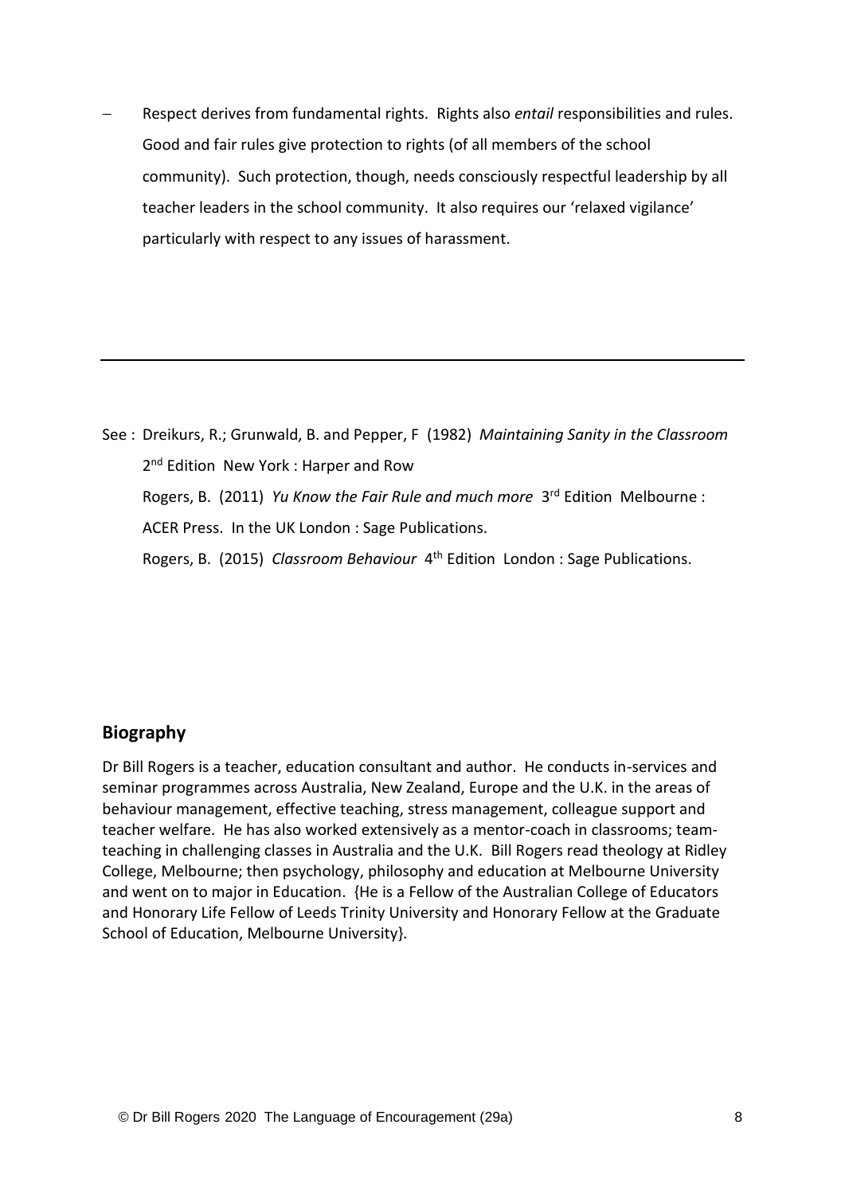- Respect derives from fundamental rights. Rights also *entail* responsibilities and rules. Good and fair rules give protection to rights (of all members of the school community). Such protection, though, needs consciously respectful leadership by all teacher leaders in the school community. It also requires our 'relaxed vigilance' particularly with respect to any issues of harassment.

---

See : Dreikurs, R.; Grunwald, B. and Pepper, F (1982) *Maintaining Sanity in the Classroom* 2nd Edition New York : Harper and Row

Rogers, B. (2011) *Yu Know the Fair Rule and much more* 3rd Edition Melbourne : ACER Press. In the UK London : Sage Publications.

Rogers, B. (2015) *Classroom Behaviour* 4th Edition London : Sage Publications.

## Biography

Dr Bill Rogers is a teacher, education consultant and author. He conducts in-services and seminar programmes across Australia, New Zealand, Europe and the U.K. in the areas of behaviour management, effective teaching, stress management, colleague support and teacher welfare. He has also worked extensively as a mentor-coach in classrooms; team-teaching in challenging classes in Australia and the U.K. Bill Rogers read theology at Ridley College, Melbourne; then psychology, philosophy and education at Melbourne University and went on to major in Education. {He is a Fellow of the Australian College of Educators and Honorary Life Fellow of Leeds Trinity University and Honorary Fellow at the Graduate School of Education, Melbourne University}.